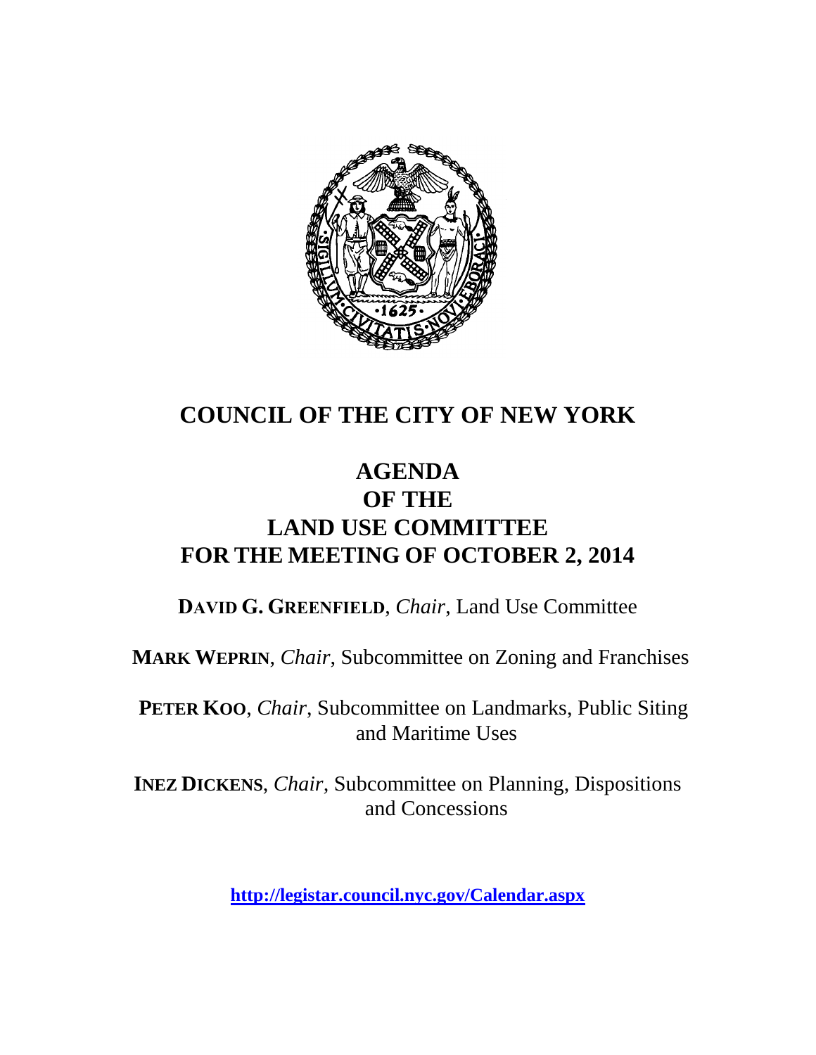# COUNCIL OF THE CITY OF NEW YORK

## AGENDA
## OF THE
## LAND USE COMMITTEE
## FOR THE MEETING OF OCTOBER 2, 2014

**DAVID G. GREENFIELD**, *Chair*, Land Use Committee

**MARK WEPRIN**, *Chair*, Subcommittee on Zoning and Franchises

**PETER KOO**, *Chair*, Subcommittee on Landmarks, Public Siting and Maritime Uses

**INEZ DICKENS**, *Chair*, Subcommittee on Planning, Dispositions and Concessions

**http://legistar.council.nyc.gov/Calendar.aspx**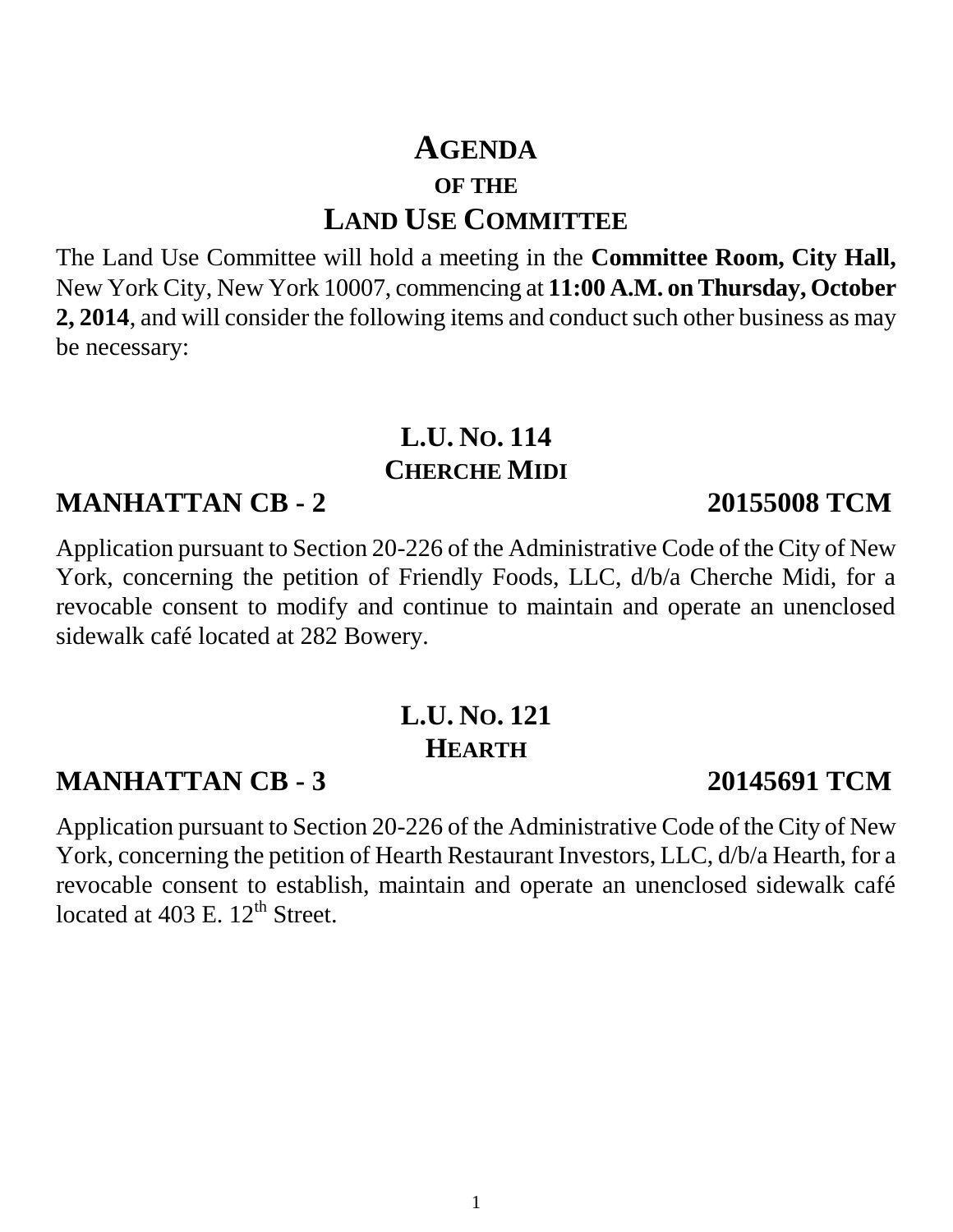# AGENDA

## OF THE

# LAND USE COMMITTEE

The Land Use Committee will hold a meeting in the **Committee Room, City Hall,** New York City, New York 10007, commencing at **11:00 A.M. on Thursday, October 2, 2014**, and will consider the following items and conduct such other business as may be necessary:

## L.U. NO. 114
## CHERCHE MIDI

**MANHATTAN CB - 2** **20155008 TCM**

Application pursuant to Section 20-226 of the Administrative Code of the City of New York, concerning the petition of Friendly Foods, LLC, d/b/a Cherche Midi, for a revocable consent to modify and continue to maintain and operate an unenclosed sidewalk café located at 282 Bowery.

## L.U. NO. 121
## HEARTH

**MANHATTAN CB - 3** **20145691 TCM**

Application pursuant to Section 20-226 of the Administrative Code of the City of New York, concerning the petition of Hearth Restaurant Investors, LLC, d/b/a Hearth, for a revocable consent to establish, maintain and operate an unenclosed sidewalk café located at 403 E. 12th Street.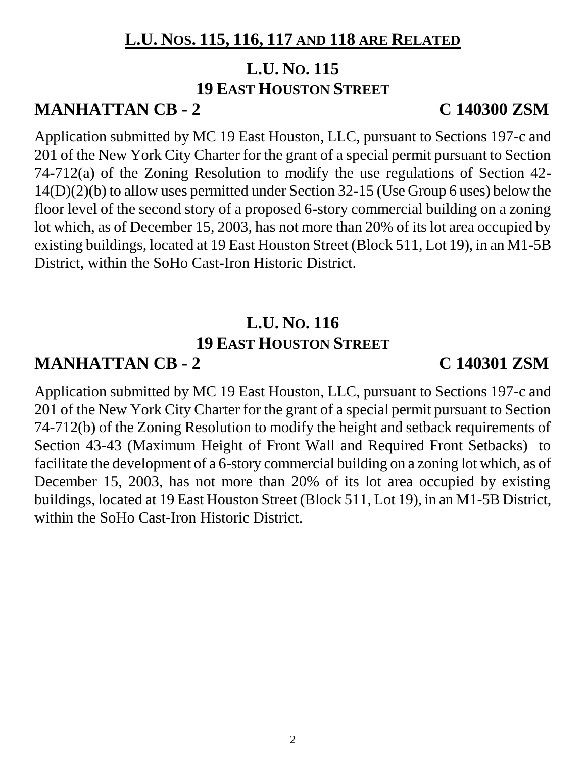## L.U. NOS. 115, 116, 117 AND 118 ARE RELATED

## L.U. NO. 115
## 19 EAST HOUSTON STREET

**MANHATTAN CB - 2** **C 140300 ZSM**

Application submitted by MC 19 East Houston, LLC, pursuant to Sections 197-c and 201 of the New York City Charter for the grant of a special permit pursuant to Section 74-712(a) of the Zoning Resolution to modify the use regulations of Section 42-14(D)(2)(b) to allow uses permitted under Section 32-15 (Use Group 6 uses) below the floor level of the second story of a proposed 6-story commercial building on a zoning lot which, as of December 15, 2003, has not more than 20% of its lot area occupied by existing buildings, located at 19 East Houston Street (Block 511, Lot 19), in an M1-5B District, within the SoHo Cast-Iron Historic District.

## L.U. NO. 116
## 19 EAST HOUSTON STREET

**MANHATTAN CB - 2** **C 140301 ZSM**

Application submitted by MC 19 East Houston, LLC, pursuant to Sections 197-c and 201 of the New York City Charter for the grant of a special permit pursuant to Section 74-712(b) of the Zoning Resolution to modify the height and setback requirements of Section 43-43 (Maximum Height of Front Wall and Required Front Setbacks) to facilitate the development of a 6-story commercial building on a zoning lot which, as of December 15, 2003, has not more than 20% of its lot area occupied by existing buildings, located at 19 East Houston Street (Block 511, Lot 19), in an M1-5B District, within the SoHo Cast-Iron Historic District.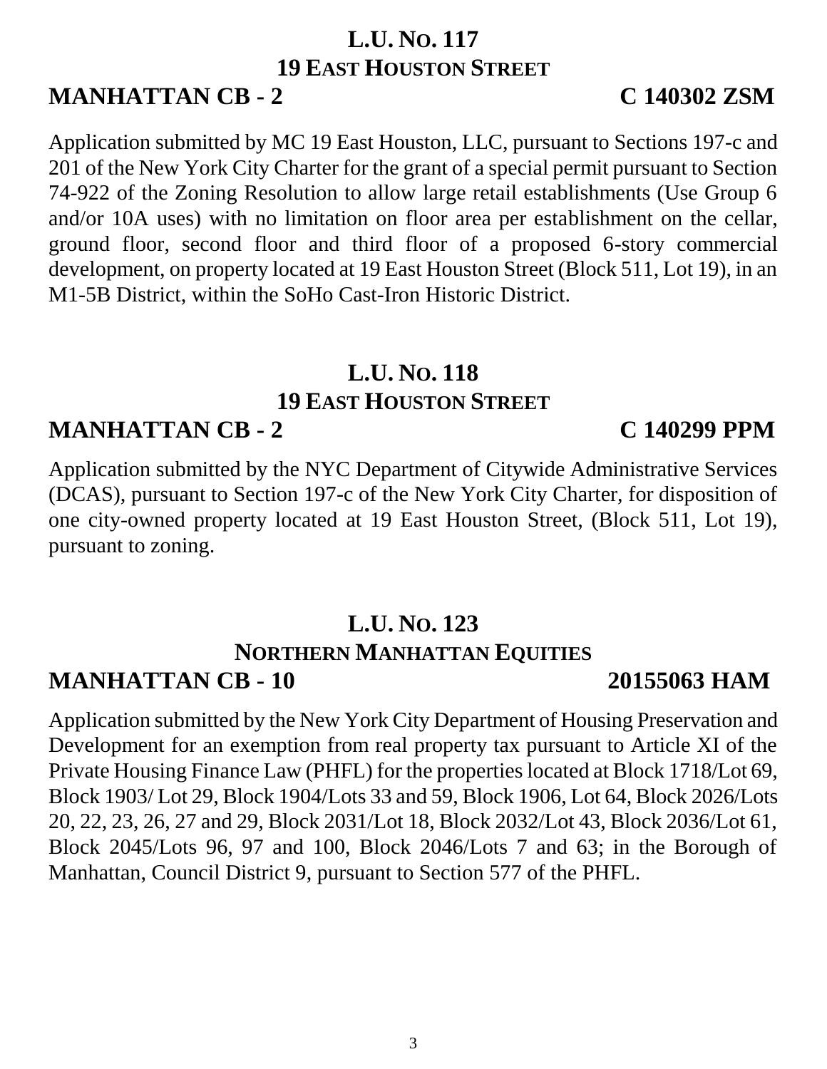## L.U. No. 117
## 19 East Houston Street

**MANHATTAN CB - 2** **C 140302 ZSM**

Application submitted by MC 19 East Houston, LLC, pursuant to Sections 197-c and 201 of the New York City Charter for the grant of a special permit pursuant to Section 74-922 of the Zoning Resolution to allow large retail establishments (Use Group 6 and/or 10A uses) with no limitation on floor area per establishment on the cellar, ground floor, second floor and third floor of a proposed 6-story commercial development, on property located at 19 East Houston Street (Block 511, Lot 19), in an M1-5B District, within the SoHo Cast-Iron Historic District.

## L.U. No. 118
## 19 East Houston Street

**MANHATTAN CB - 2** **C 140299 PPM**

Application submitted by the NYC Department of Citywide Administrative Services (DCAS), pursuant to Section 197-c of the New York City Charter, for disposition of one city-owned property located at 19 East Houston Street, (Block 511, Lot 19), pursuant to zoning.

## L.U. No. 123
## Northern Manhattan Equities

**MANHATTAN CB - 10** **20155063 HAM**

Application submitted by the New York City Department of Housing Preservation and Development for an exemption from real property tax pursuant to Article XI of the Private Housing Finance Law (PHFL) for the properties located at Block 1718/Lot 69, Block 1903/ Lot 29, Block 1904/Lots 33 and 59, Block 1906, Lot 64, Block 2026/Lots 20, 22, 23, 26, 27 and 29, Block 2031/Lot 18, Block 2032/Lot 43, Block 2036/Lot 61, Block 2045/Lots 96, 97 and 100, Block 2046/Lots 7 and 63; in the Borough of Manhattan, Council District 9, pursuant to Section 577 of the PHFL.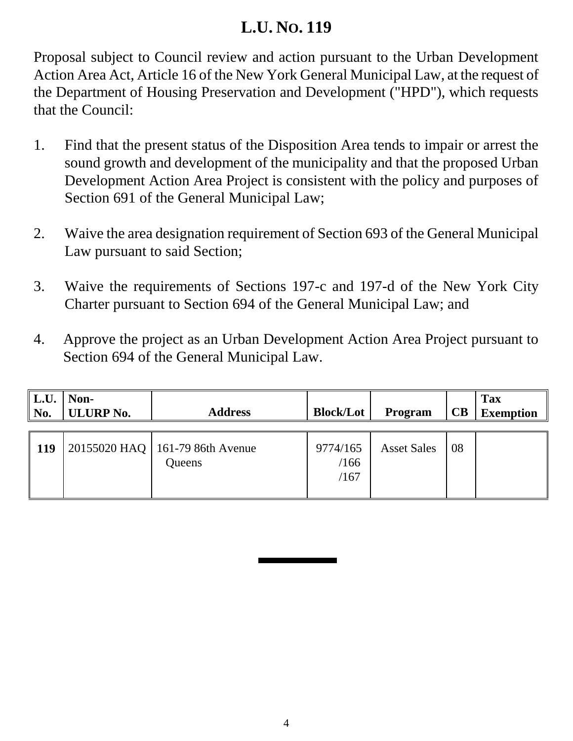# L.U. No. 119

Proposal subject to Council review and action pursuant to the Urban Development Action Area Act, Article 16 of the New York General Municipal Law, at the request of the Department of Housing Preservation and Development ("HPD"), which requests that the Council:

1. Find that the present status of the Disposition Area tends to impair or arrest the sound growth and development of the municipality and that the proposed Urban Development Action Area Project is consistent with the policy and purposes of Section 691 of the General Municipal Law;

2. Waive the area designation requirement of Section 693 of the General Municipal Law pursuant to said Section;

3. Waive the requirements of Sections 197-c and 197-d of the New York City Charter pursuant to Section 694 of the General Municipal Law; and

4. Approve the project as an Urban Development Action Area Project pursuant to Section 694 of the General Municipal Law.

| L.U. No. | Non-ULURP No. | Address | Block/Lot | Program | CB | Tax Exemption |
|---|---|---|---|---|---|---|
| **119** | 20155020 HAQ | 161-79 86th Avenue Queens | 9774/165 /166 /167 | Asset Sales | 08 | |